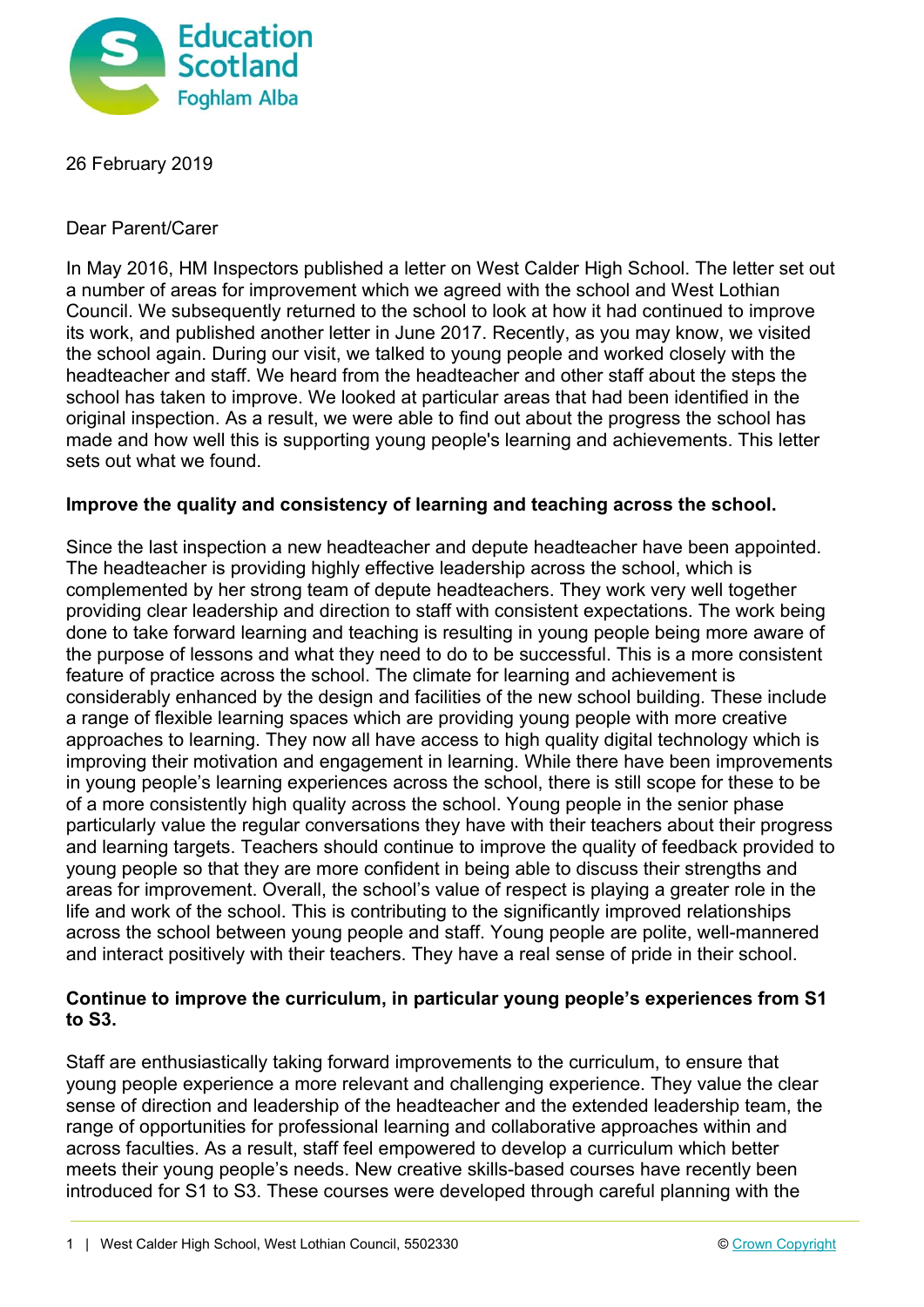26 February 2019

Dear Parent/Carer

In May 2016, HM Inspectors published a letter on West Calder High School. The letter set out a number of areas for improvement which we agreed with the school and West Lothian Council. We subsequently returned to the school to look at how it had continued to improve its work, and published another letter in June 2017. Recently, as you may know, we visited the school again. During our visit, we talked to young people and worked closely with the headteacher and staff. We heard from the headteacher and other staff about the steps the school has taken to improve. We looked at particular areas that had been identified in the original inspection. As a result, we were able to find out about the progress the school has made and how well this is supporting young people's learning and achievements. This letter sets out what we found.

**Improve the quality and consistency of learning and teaching across the school.**

Since the last inspection a new headteacher and depute headteacher have been appointed. The headteacher is providing highly effective leadership across the school, which is complemented by her strong team of depute headteachers. They work very well together providing clear leadership and direction to staff with consistent expectations. The work being done to take forward learning and teaching is resulting in young people being more aware of the purpose of lessons and what they need to do to be successful. This is a more consistent feature of practice across the school. The climate for learning and achievement is considerably enhanced by the design and facilities of the new school building. These include a range of flexible learning spaces which are providing young people with more creative approaches to learning. They now all have access to high quality digital technology which is improving their motivation and engagement in learning. While there have been improvements in young people's learning experiences across the school, there is still scope for these to be of a more consistently high quality across the school. Young people in the senior phase particularly value the regular conversations they have with their teachers about their progress and learning targets. Teachers should continue to improve the quality of feedback provided to young people so that they are more confident in being able to discuss their strengths and areas for improvement. Overall, the school's value of respect is playing a greater role in the life and work of the school. This is contributing to the significantly improved relationships across the school between young people and staff. Young people are polite, well-mannered and interact positively with their teachers. They have a real sense of pride in their school.

**Continue to improve the curriculum, in particular young people's experiences from S1 to S3.**

Staff are enthusiastically taking forward improvements to the curriculum, to ensure that young people experience a more relevant and challenging experience. They value the clear sense of direction and leadership of the headteacher and the extended leadership team, the range of opportunities for professional learning and collaborative approaches within and across faculties. As a result, staff feel empowered to develop a curriculum which better meets their young people's needs. New creative skills-based courses have recently been introduced for S1 to S3. These courses were developed through careful planning with the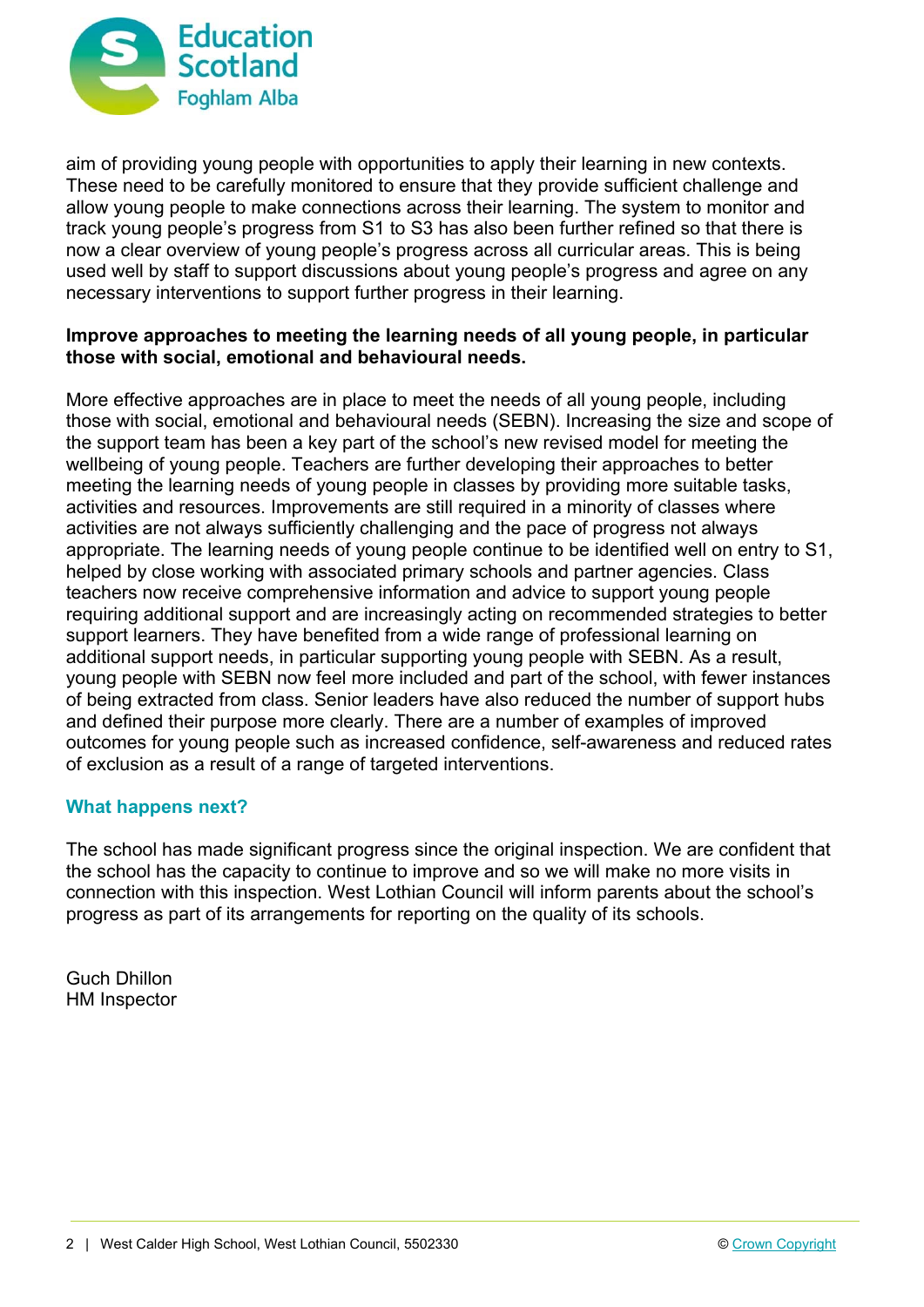aim of providing young people with opportunities to apply their learning in new contexts. These need to be carefully monitored to ensure that they provide sufficient challenge and allow young people to make connections across their learning. The system to monitor and track young people's progress from S1 to S3 has also been further refined so that there is now a clear overview of young people's progress across all curricular areas. This is being used well by staff to support discussions about young people's progress and agree on any necessary interventions to support further progress in their learning.

**Improve approaches to meeting the learning needs of all young people, in particular those with social, emotional and behavioural needs.**

More effective approaches are in place to meet the needs of all young people, including those with social, emotional and behavioural needs (SEBN). Increasing the size and scope of the support team has been a key part of the school's new revised model for meeting the wellbeing of young people. Teachers are further developing their approaches to better meeting the learning needs of young people in classes by providing more suitable tasks, activities and resources. Improvements are still required in a minority of classes where activities are not always sufficiently challenging and the pace of progress not always appropriate. The learning needs of young people continue to be identified well on entry to S1, helped by close working with associated primary schools and partner agencies. Class teachers now receive comprehensive information and advice to support young people requiring additional support and are increasingly acting on recommended strategies to better support learners. They have benefited from a wide range of professional learning on additional support needs, in particular supporting young people with SEBN. As a result, young people with SEBN now feel more included and part of the school, with fewer instances of being extracted from class. Senior leaders have also reduced the number of support hubs and defined their purpose more clearly. There are a number of examples of improved outcomes for young people such as increased confidence, self-awareness and reduced rates of exclusion as a result of a range of targeted interventions.

## What happens next?

The school has made significant progress since the original inspection. We are confident that the school has the capacity to continue to improve and so we will make no more visits in connection with this inspection. West Lothian Council will inform parents about the school's progress as part of its arrangements for reporting on the quality of its schools.

Guch Dhillon
HM Inspector